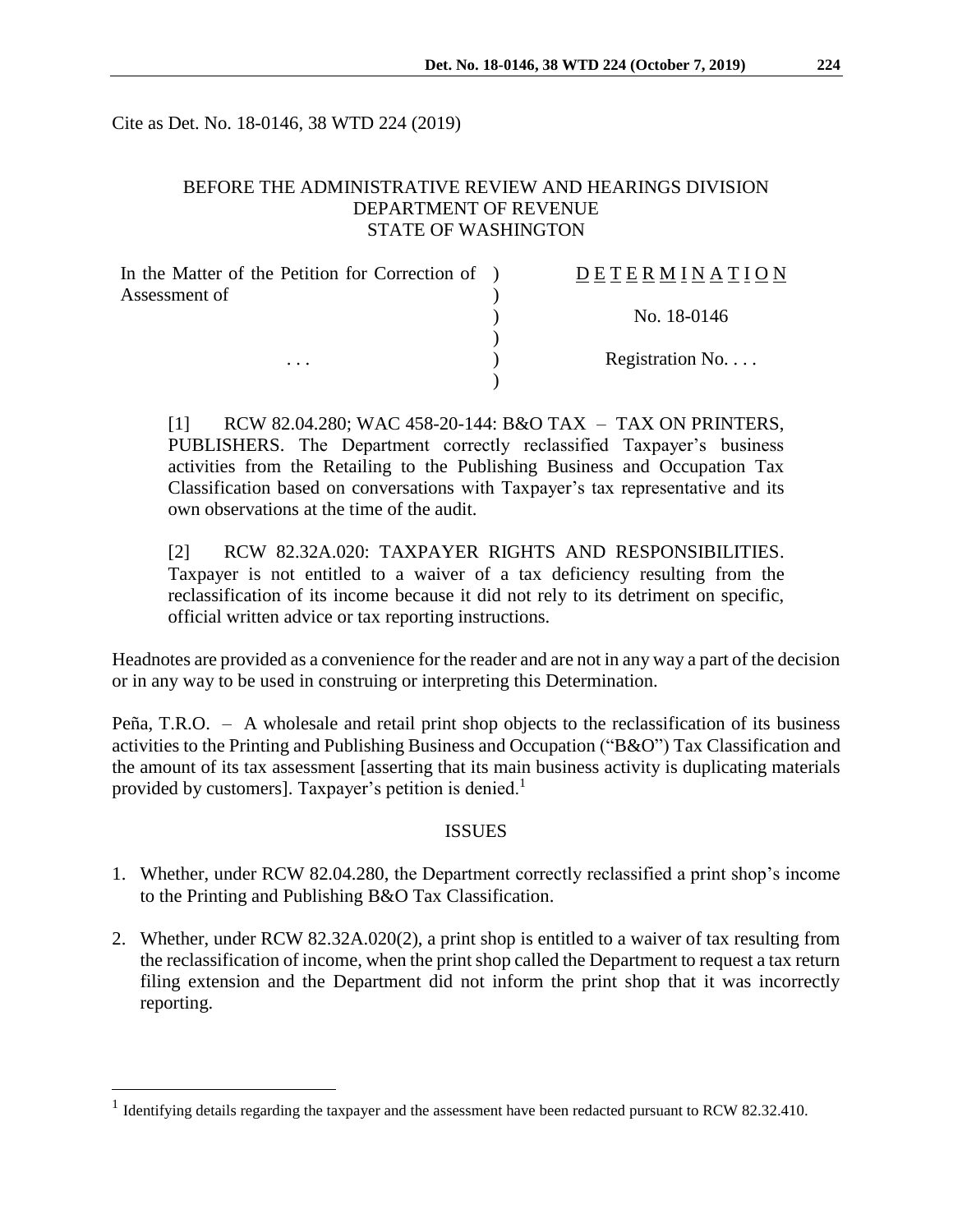Cite as Det. No. 18-0146, 38 WTD 224 (2019)

BEFORE THE ADMINISTRATIVE REVIEW AND HEARINGS DIVISION
DEPARTMENT OF REVENUE
STATE OF WASHINGTON

| In the Matter of the Petition for Correction of Assessment of | ) | DETERMINATION |
|---|---|---|
| | ) | No. 18-0146 |
| . . . | ) | Registration No. . . . |

[1] RCW 82.04.280; WAC 458-20-144: B&O TAX – TAX ON PRINTERS, PUBLISHERS. The Department correctly reclassified Taxpayer's business activities from the Retailing to the Publishing Business and Occupation Tax Classification based on conversations with Taxpayer's tax representative and its own observations at the time of the audit.

[2] RCW 82.32A.020: TAXPAYER RIGHTS AND RESPONSIBILITIES. Taxpayer is not entitled to a waiver of a tax deficiency resulting from the reclassification of its income because it did not rely to its detriment on specific, official written advice or tax reporting instructions.

Headnotes are provided as a convenience for the reader and are not in any way a part of the decision or in any way to be used in construing or interpreting this Determination.

Peña, T.R.O. – A wholesale and retail print shop objects to the reclassification of its business activities to the Printing and Publishing Business and Occupation ("B&O") Tax Classification and the amount of its tax assessment [asserting that its main business activity is duplicating materials provided by customers]. Taxpayer's petition is denied.[1]

## ISSUES

1. Whether, under RCW 82.04.280, the Department correctly reclassified a print shop's income to the Printing and Publishing B&O Tax Classification.

2. Whether, under RCW 82.32A.020(2), a print shop is entitled to a waiver of tax resulting from the reclassification of income, when the print shop called the Department to request a tax return filing extension and the Department did not inform the print shop that it was incorrectly reporting.

[1] Identifying details regarding the taxpayer and the assessment have been redacted pursuant to RCW 82.32.410.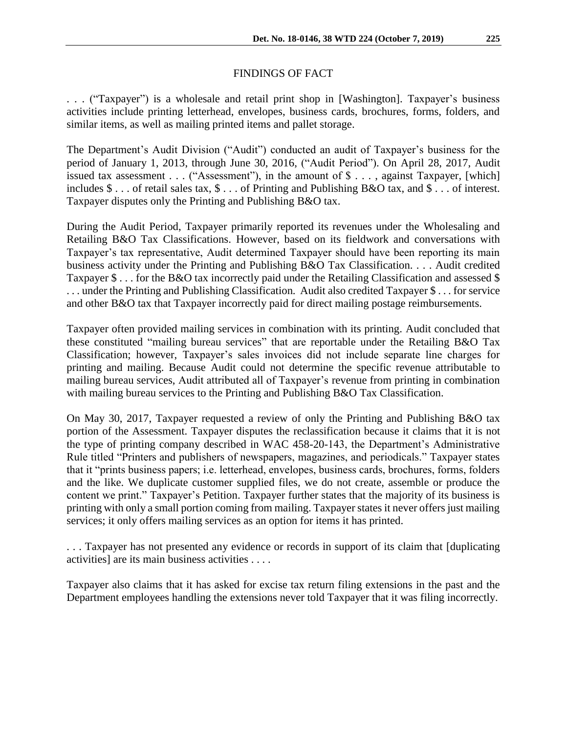## FINDINGS OF FACT

. . . ("Taxpayer") is a wholesale and retail print shop in [Washington]. Taxpayer's business activities include printing letterhead, envelopes, business cards, brochures, forms, folders, and similar items, as well as mailing printed items and pallet storage.

The Department's Audit Division ("Audit") conducted an audit of Taxpayer's business for the period of January 1, 2013, through June 30, 2016, ("Audit Period"). On April 28, 2017, Audit issued tax assessment . . . ("Assessment"), in the amount of $ . . . , against Taxpayer, [which] includes $ . . . of retail sales tax, $ . . . of Printing and Publishing B&O tax, and $ . . . of interest. Taxpayer disputes only the Printing and Publishing B&O tax.

During the Audit Period, Taxpayer primarily reported its revenues under the Wholesaling and Retailing B&O Tax Classifications. However, based on its fieldwork and conversations with Taxpayer's tax representative, Audit determined Taxpayer should have been reporting its main business activity under the Printing and Publishing B&O Tax Classification. . . . Audit credited Taxpayer $ . . . for the B&O tax incorrectly paid under the Retailing Classification and assessed $ . . . under the Printing and Publishing Classification. Audit also credited Taxpayer $ . . . for service and other B&O tax that Taxpayer incorrectly paid for direct mailing postage reimbursements.

Taxpayer often provided mailing services in combination with its printing. Audit concluded that these constituted "mailing bureau services" that are reportable under the Retailing B&O Tax Classification; however, Taxpayer's sales invoices did not include separate line charges for printing and mailing. Because Audit could not determine the specific revenue attributable to mailing bureau services, Audit attributed all of Taxpayer's revenue from printing in combination with mailing bureau services to the Printing and Publishing B&O Tax Classification.

On May 30, 2017, Taxpayer requested a review of only the Printing and Publishing B&O tax portion of the Assessment. Taxpayer disputes the reclassification because it claims that it is not the type of printing company described in WAC 458-20-143, the Department's Administrative Rule titled "Printers and publishers of newspapers, magazines, and periodicals." Taxpayer states that it "prints business papers; i.e. letterhead, envelopes, business cards, brochures, forms, folders and the like. We duplicate customer supplied files, we do not create, assemble or produce the content we print." Taxpayer's Petition. Taxpayer further states that the majority of its business is printing with only a small portion coming from mailing. Taxpayer states it never offers just mailing services; it only offers mailing services as an option for items it has printed.

. . . Taxpayer has not presented any evidence or records in support of its claim that [duplicating activities] are its main business activities . . . .

Taxpayer also claims that it has asked for excise tax return filing extensions in the past and the Department employees handling the extensions never told Taxpayer that it was filing incorrectly.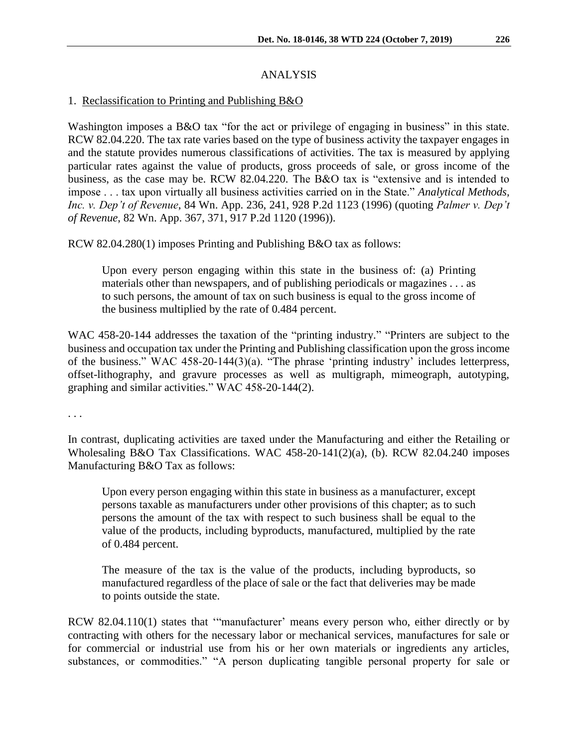## ANALYSIS

### 1. Reclassification to Printing and Publishing B&O

Washington imposes a B&O tax "for the act or privilege of engaging in business" in this state. RCW 82.04.220. The tax rate varies based on the type of business activity the taxpayer engages in and the statute provides numerous classifications of activities. The tax is measured by applying particular rates against the value of products, gross proceeds of sale, or gross income of the business, as the case may be. RCW 82.04.220. The B&O tax is "extensive and is intended to impose . . . tax upon virtually all business activities carried on in the State." *Analytical Methods, Inc. v. Dep't of Revenue*, 84 Wn. App. 236, 241, 928 P.2d 1123 (1996) (quoting *Palmer v. Dep't of Revenue*, 82 Wn. App. 367, 371, 917 P.2d 1120 (1996)).

RCW 82.04.280(1) imposes Printing and Publishing B&O tax as follows:

> Upon every person engaging within this state in the business of: (a) Printing materials other than newspapers, and of publishing periodicals or magazines . . . as to such persons, the amount of tax on such business is equal to the gross income of the business multiplied by the rate of 0.484 percent.

WAC 458-20-144 addresses the taxation of the "printing industry." "Printers are subject to the business and occupation tax under the Printing and Publishing classification upon the gross income of the business." WAC 458-20-144(3)(a). "The phrase 'printing industry' includes letterpress, offset-lithography, and gravure processes as well as multigraph, mimeograph, autotyping, graphing and similar activities." WAC 458-20-144(2).

. . .

In contrast, duplicating activities are taxed under the Manufacturing and either the Retailing or Wholesaling B&O Tax Classifications. WAC 458-20-141(2)(a), (b). RCW 82.04.240 imposes Manufacturing B&O Tax as follows:

> Upon every person engaging within this state in business as a manufacturer, except persons taxable as manufacturers under other provisions of this chapter; as to such persons the amount of the tax with respect to such business shall be equal to the value of the products, including byproducts, manufactured, multiplied by the rate of 0.484 percent.
>
> The measure of the tax is the value of the products, including byproducts, so manufactured regardless of the place of sale or the fact that deliveries may be made to points outside the state.

RCW 82.04.110(1) states that '"manufacturer' means every person who, either directly or by contracting with others for the necessary labor or mechanical services, manufactures for sale or for commercial or industrial use from his or her own materials or ingredients any articles, substances, or commodities." "A person duplicating tangible personal property for sale or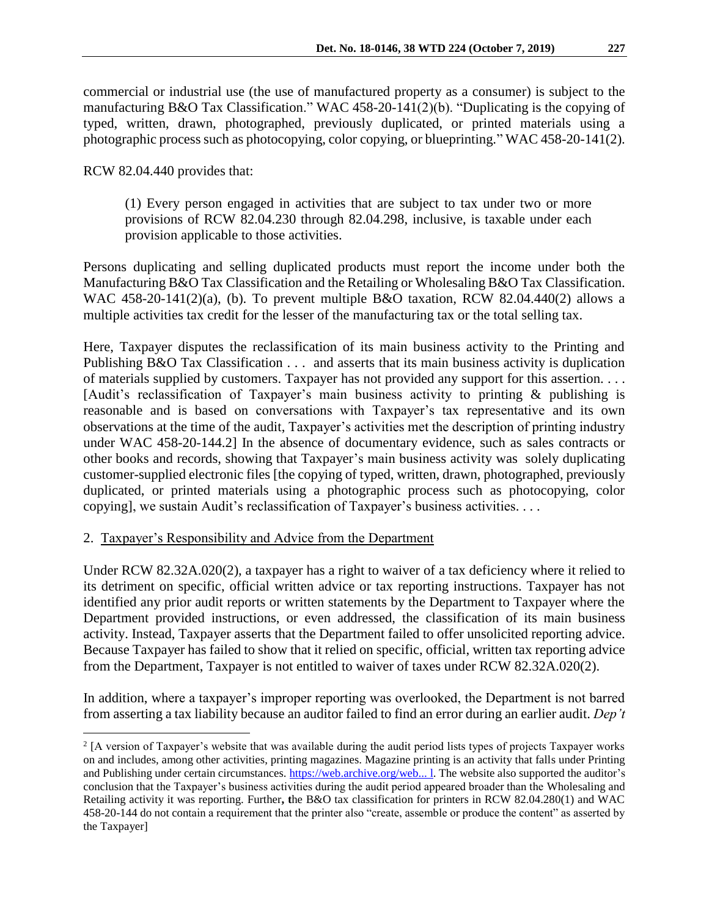commercial or industrial use (the use of manufactured property as a consumer) is subject to the manufacturing B&O Tax Classification." WAC 458-20-141(2)(b). "Duplicating is the copying of typed, written, drawn, photographed, previously duplicated, or printed materials using a photographic process such as photocopying, color copying, or blueprinting." WAC 458-20-141(2).

RCW 82.04.440 provides that:

> (1) Every person engaged in activities that are subject to tax under two or more provisions of RCW 82.04.230 through 82.04.298, inclusive, is taxable under each provision applicable to those activities.

Persons duplicating and selling duplicated products must report the income under both the Manufacturing B&O Tax Classification and the Retailing or Wholesaling B&O Tax Classification. WAC 458-20-141(2)(a), (b). To prevent multiple B&O taxation, RCW 82.04.440(2) allows a multiple activities tax credit for the lesser of the manufacturing tax or the total selling tax.

Here, Taxpayer disputes the reclassification of its main business activity to the Printing and Publishing B&O Tax Classification . . . and asserts that its main business activity is duplication of materials supplied by customers. Taxpayer has not provided any support for this assertion. . . . [Audit's reclassification of Taxpayer's main business activity to printing & publishing is reasonable and is based on conversations with Taxpayer's tax representative and its own observations at the time of the audit, Taxpayer's activities met the description of printing industry under WAC 458-20-144.[2]] In the absence of documentary evidence, such as sales contracts or other books and records, showing that Taxpayer's main business activity was solely duplicating customer-supplied electronic files [the copying of typed, written, drawn, photographed, previously duplicated, or printed materials using a photographic process such as photocopying, color copying], we sustain Audit's reclassification of Taxpayer's business activities. . . .

## 2. Taxpayer's Responsibility and Advice from the Department

Under RCW 82.32A.020(2), a taxpayer has a right to waiver of a tax deficiency where it relied to its detriment on specific, official written advice or tax reporting instructions. Taxpayer has not identified any prior audit reports or written statements by the Department to Taxpayer where the Department provided instructions, or even addressed, the classification of its main business activity. Instead, Taxpayer asserts that the Department failed to offer unsolicited reporting advice. Because Taxpayer has failed to show that it relied on specific, official, written tax reporting advice from the Department, Taxpayer is not entitled to waiver of taxes under RCW 82.32A.020(2).

In addition, where a taxpayer's improper reporting was overlooked, the Department is not barred from asserting a tax liability because an auditor failed to find an error during an earlier audit. *Dep't*

---

[2] [A version of Taxpayer's website that was available during the audit period lists types of projects Taxpayer works on and includes, among other activities, printing magazines. Magazine printing is an activity that falls under Printing and Publishing under certain circumstances. https://web.archive.org/web... l. The website also supported the auditor's conclusion that the Taxpayer's business activities during the audit period appeared broader than the Wholesaling and Retailing activity it was reporting. Further, **t**he B&O tax classification for printers in RCW 82.04.280(1) and WAC 458-20-144 do not contain a requirement that the printer also "create, assemble or produce the content" as asserted by the Taxpayer]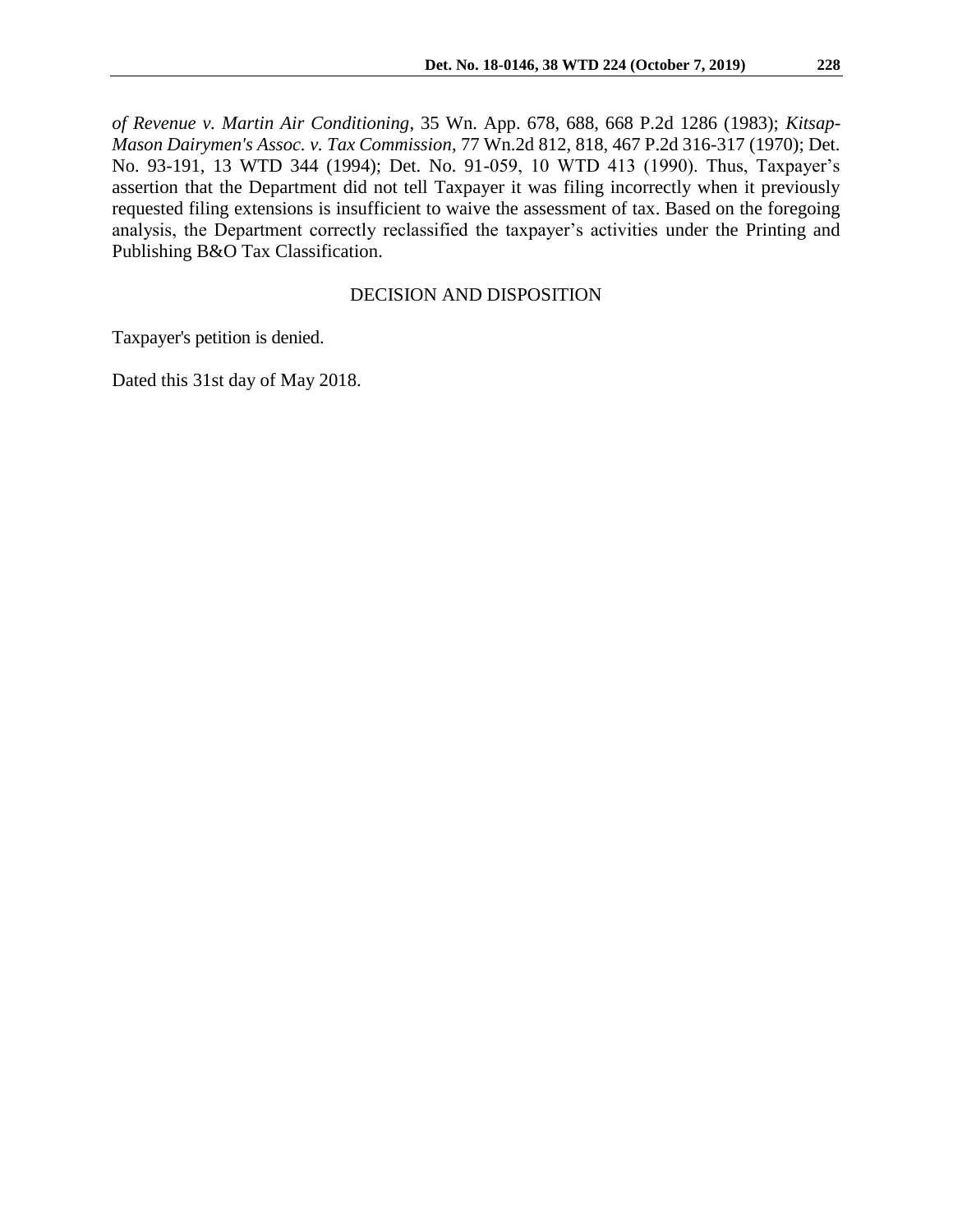*of Revenue v. Martin Air Conditioning*, 35 Wn. App. 678, 688, 668 P.2d 1286 (1983); *Kitsap-Mason Dairymen's Assoc. v. Tax Commission*, 77 Wn.2d 812, 818, 467 P.2d 316-317 (1970); Det. No. 93-191, 13 WTD 344 (1994); Det. No. 91-059, 10 WTD 413 (1990). Thus, Taxpayer's assertion that the Department did not tell Taxpayer it was filing incorrectly when it previously requested filing extensions is insufficient to waive the assessment of tax. Based on the foregoing analysis, the Department correctly reclassified the taxpayer's activities under the Printing and Publishing B&O Tax Classification.

## DECISION AND DISPOSITION

Taxpayer's petition is denied.

Dated this 31st day of May 2018.